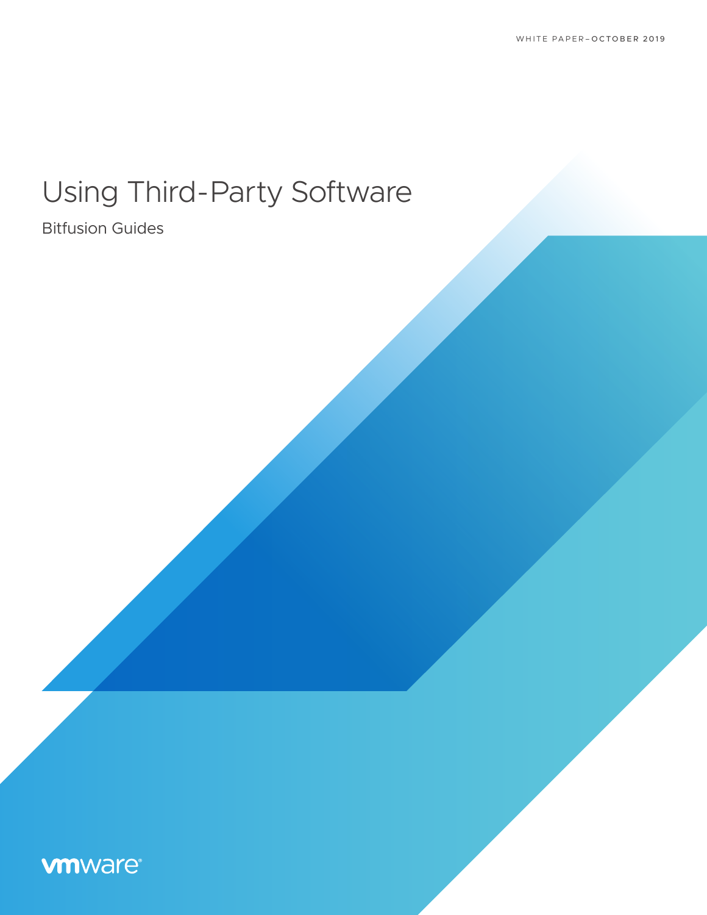WHITE PAPER–OCTOBER 2019

# Using Third-Party Software

Bitfusion Guides

vmware®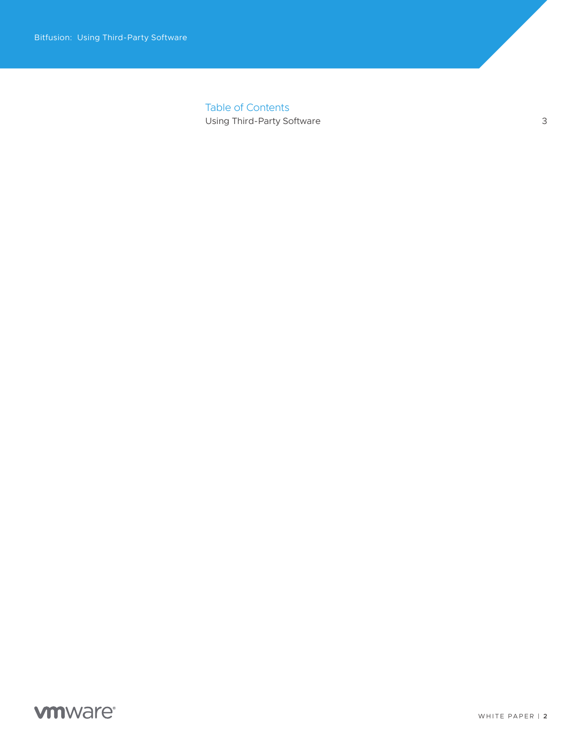## Table of Contents

Using Third-Party Software 3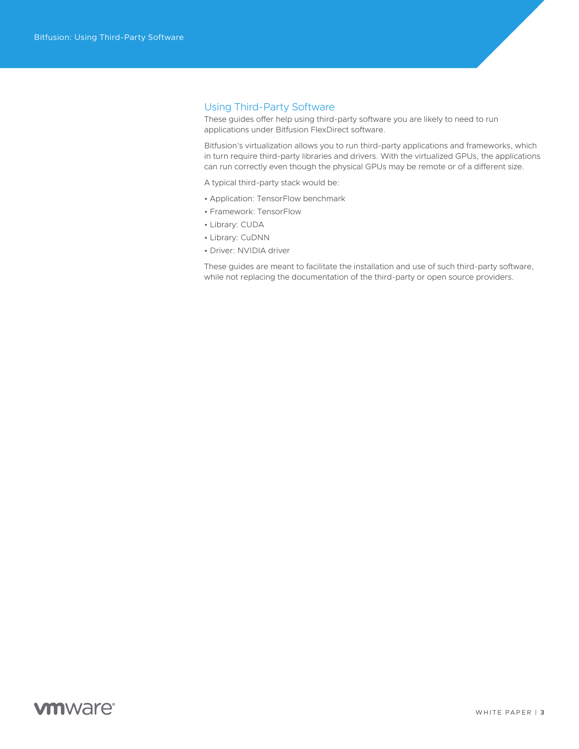## Using Third-Party Software

These guides offer help using third-party software you are likely to need to run applications under Bitfusion FlexDirect software.

Bitfusion's virtualization allows you to run third-party applications and frameworks, which in turn require third-party libraries and drivers. With the virtualized GPUs, the applications can run correctly even though the physical GPUs may be remote or of a different size.

A typical third-party stack would be:

- Application: TensorFlow benchmark
- Framework: TensorFlow
- Library: CUDA
- Library: CuDNN
- Driver: NVIDIA driver

These guides are meant to facilitate the installation and use of such third-party software, while not replacing the documentation of the third-party or open source providers.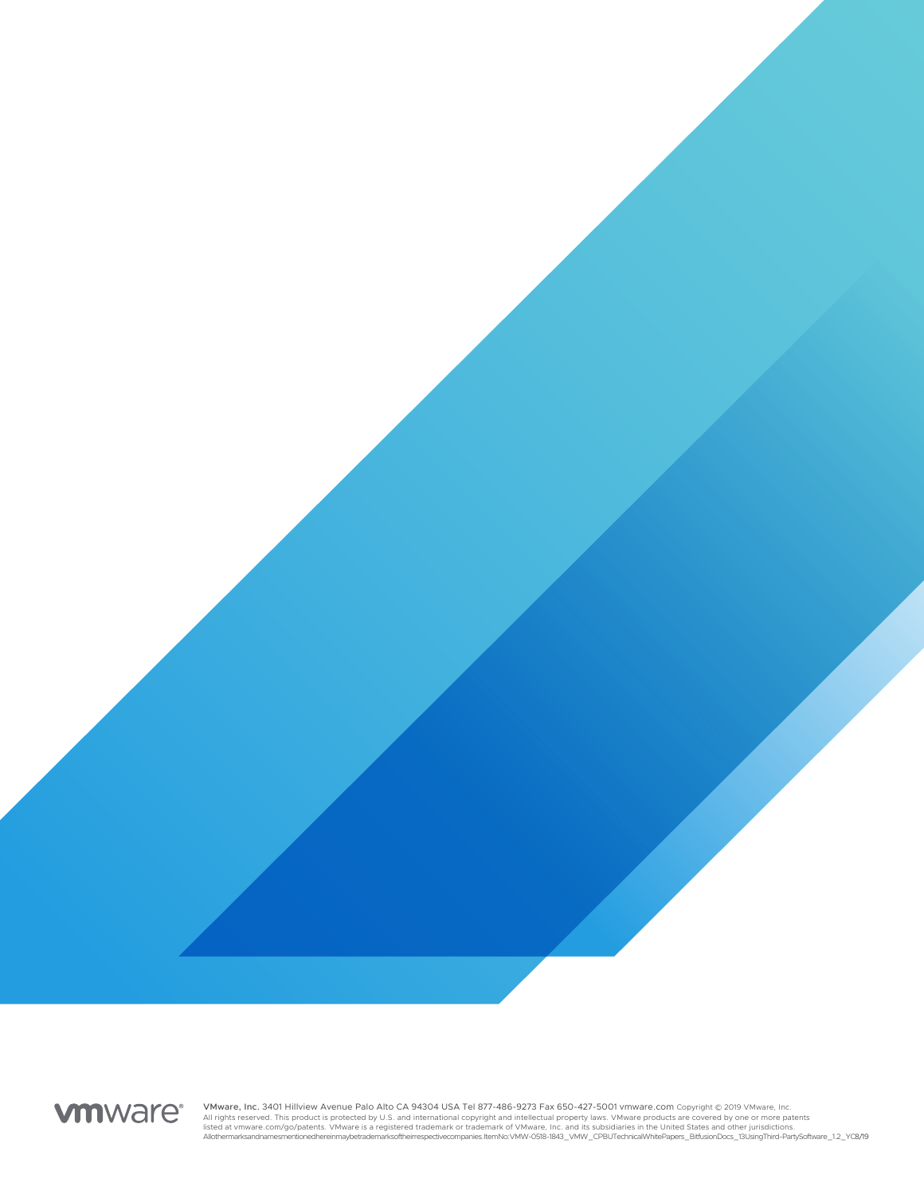VMware, Inc. 3401 Hillview Avenue Palo Alto CA 94304 USA Tel 877-486-9273 Fax 650-427-5001 vmware.com Copyright © 2019 VMware, Inc. All rights reserved. This product is protected by U.S. and international copyright and intellectual property laws. VMware products are covered by one or more patents listed at vmware.com/go/patents. VMware is a registered trademark or trademark of VMware, Inc. and its subsidiaries in the United States and other jurisdictions. Allothermarksandnamesmentionedhereinmaybetrademarksoftheirrespectivecompanies.ItemNo:VMW-0518-1843_VMW_CPBUTechnicalWhitePapers_BitfusionDocs_13UsingThird-PartySoftware_1.2_YC8/19